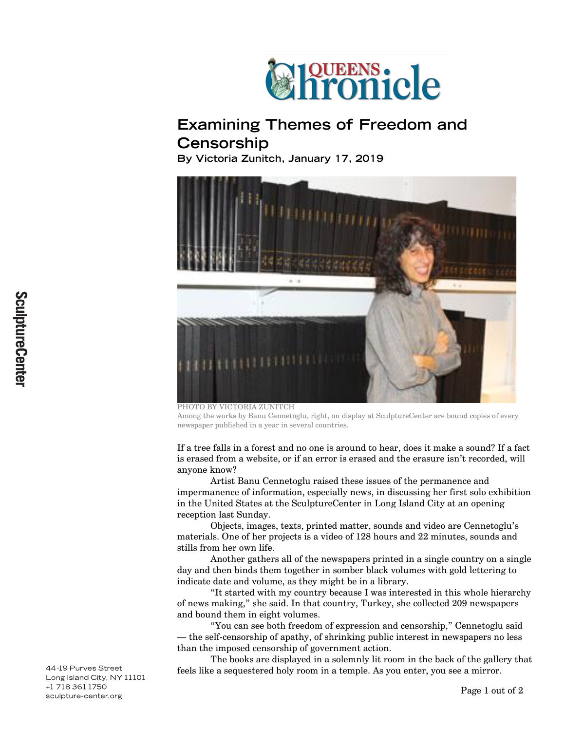# Examining Themes of Freedom and Censorship

**By Victoria Zunitch, January 17, 2019**

PHOTO BY VICTORIA ZUNITCH
Among the works by Banu Cennetoglu, right, on display at SculptureCenter are bound copies of every newspaper published in a year in several countries.

If a tree falls in a forest and no one is around to hear, does it make a sound? If a fact is erased from a website, or if an error is erased and the erasure isn't recorded, will anyone know?

Artist Banu Cennetoglu raised these issues of the permanence and impermanence of information, especially news, in discussing her first solo exhibition in the United States at the SculptureCenter in Long Island City at an opening reception last Sunday.

Objects, images, texts, printed matter, sounds and video are Cennetoglu's materials. One of her projects is a video of 128 hours and 22 minutes, sounds and stills from her own life.

Another gathers all of the newspapers printed in a single country on a single day and then binds them together in somber black volumes with gold lettering to indicate date and volume, as they might be in a library.

"It started with my country because I was interested in this whole hierarchy of news making," she said. In that country, Turkey, she collected 209 newspapers and bound them in eight volumes.

"You can see both freedom of expression and censorship," Cennetoglu said — the self-censorship of apathy, of shrinking public interest in newspapers no less than the imposed censorship of government action.

The books are displayed in a solemnly lit room in the back of the gallery that feels like a sequestered holy room in a temple. As you enter, you see a mirror.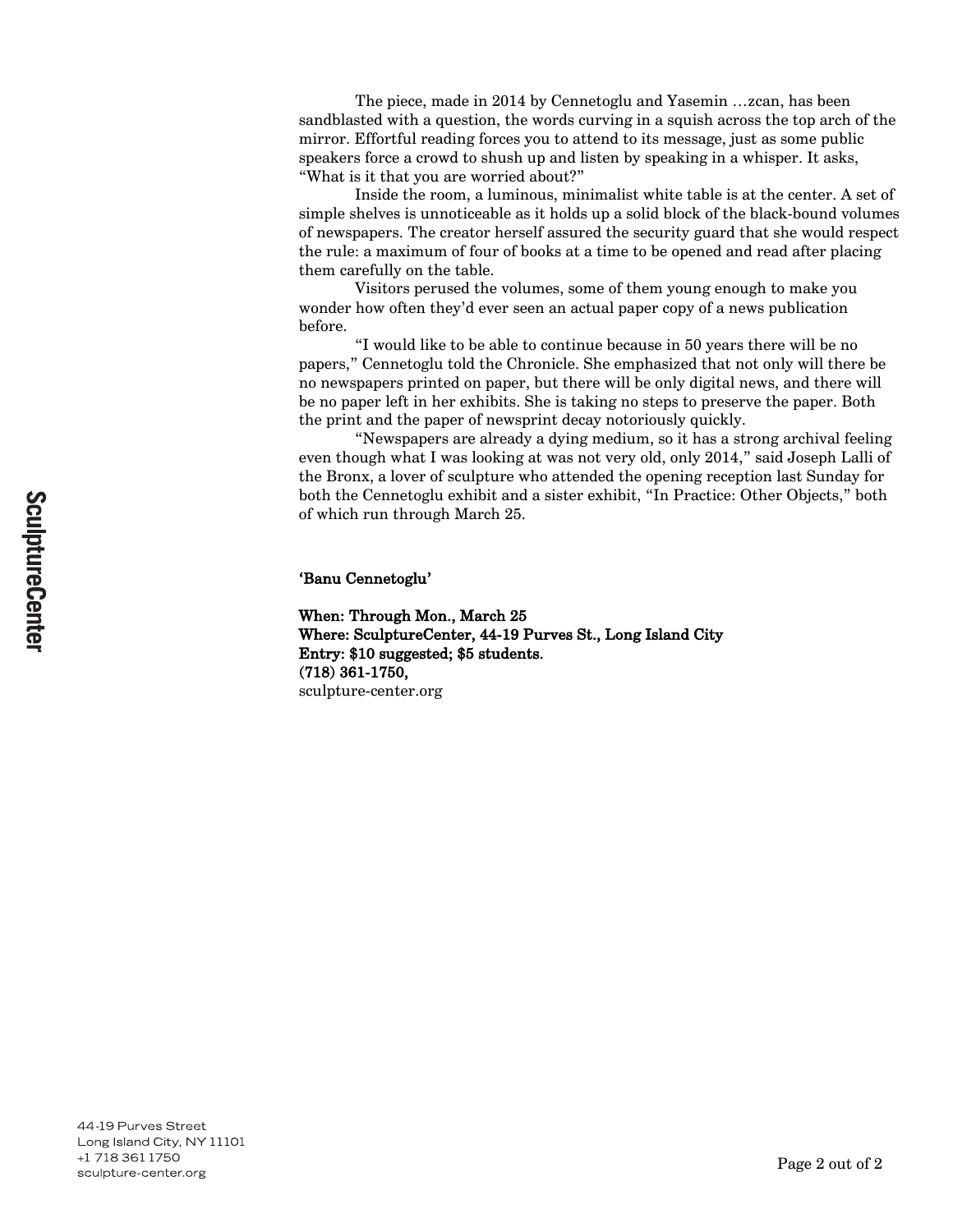The piece, made in 2014 by Cennetoglu and Yasemin …zcan, has been sandblasted with a question, the words curving in a squish across the top arch of the mirror. Effortful reading forces you to attend to its message, just as some public speakers force a crowd to shush up and listen by speaking in a whisper. It asks, "What is it that you are worried about?"

Inside the room, a luminous, minimalist white table is at the center. A set of simple shelves is unnoticeable as it holds up a solid block of the black-bound volumes of newspapers. The creator herself assured the security guard that she would respect the rule: a maximum of four of books at a time to be opened and read after placing them carefully on the table.

Visitors perused the volumes, some of them young enough to make you wonder how often they'd ever seen an actual paper copy of a news publication before.

"I would like to be able to continue because in 50 years there will be no papers," Cennetoglu told the Chronicle. She emphasized that not only will there be no newspapers printed on paper, but there will be only digital news, and there will be no paper left in her exhibits. She is taking no steps to preserve the paper. Both the print and the paper of newsprint decay notoriously quickly.

"Newspapers are already a dying medium, so it has a strong archival feeling even though what I was looking at was not very old, only 2014," said Joseph Lalli of the Bronx, a lover of sculpture who attended the opening reception last Sunday for both the Cennetoglu exhibit and a sister exhibit, "In Practice: Other Objects," both of which run through March 25.

**'Banu Cennetoglu'**

**When: Through Mon., March 25**
**Where: SculptureCenter, 44-19 Purves St., Long Island City**
**Entry: $10 suggested; $5 students.**
**(718) 361-1750,**
sculpture-center.org